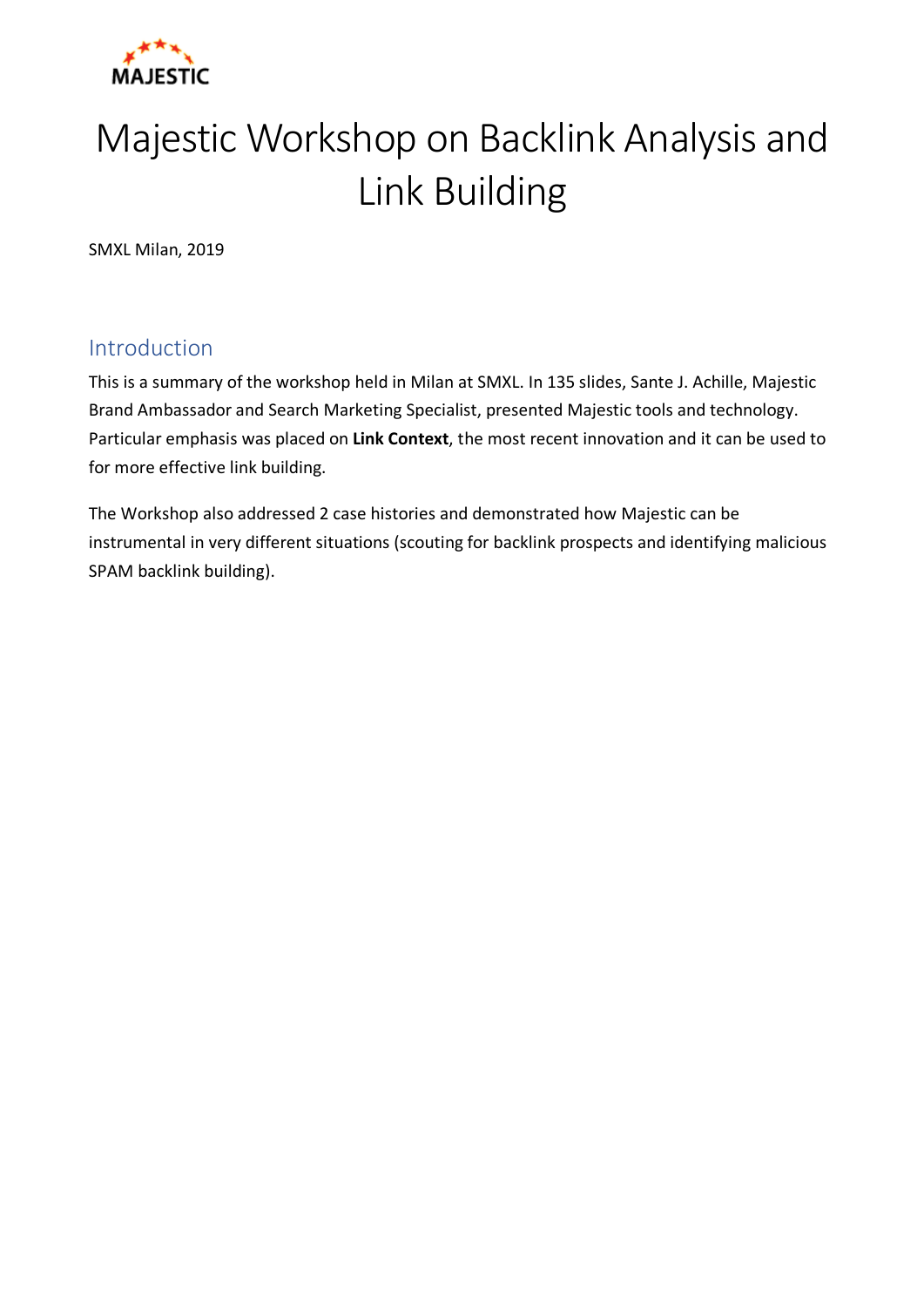# Majestic Workshop on Backlink Analysis and Link Building

SMXL Milan, 2019

## Introduction

This is a summary of the workshop held in Milan at SMXL. In 135 slides, Sante J. Achille, Majestic Brand Ambassador and Search Marketing Specialist, presented Majestic tools and technology. Particular emphasis was placed on **Link Context**, the most recent innovation and it can be used to for more effective link building.

The Workshop also addressed 2 case histories and demonstrated how Majestic can be instrumental in very different situations (scouting for backlink prospects and identifying malicious SPAM backlink building).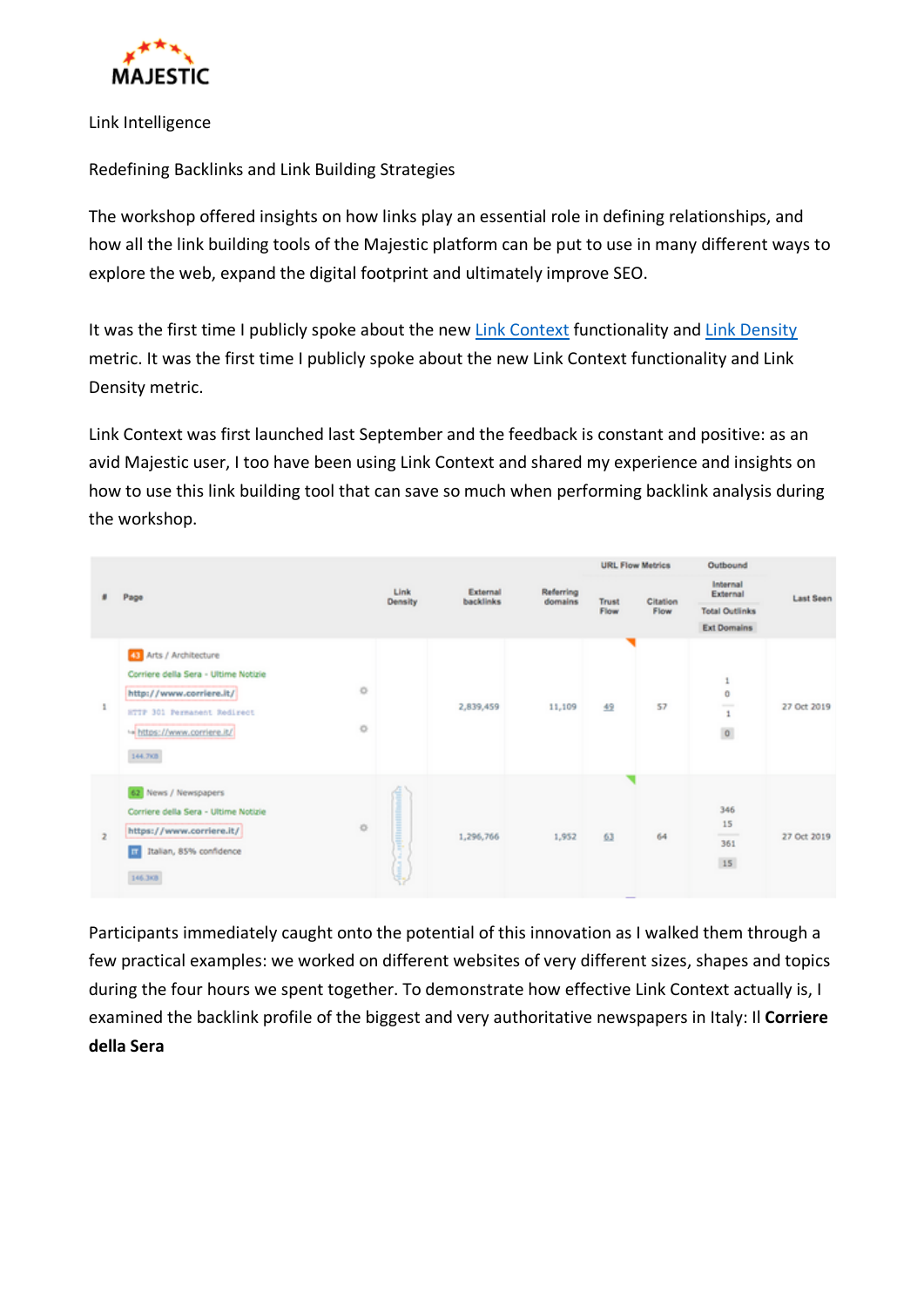MAJESTIC

Link Intelligence

Redefining Backlinks and Link Building Strategies

The workshop offered insights on how links play an essential role in defining relationships, and how all the link building tools of the Majestic platform can be put to use in many different ways to explore the web, expand the digital footprint and ultimately improve SEO.

It was the first time I publicly spoke about the new Link Context functionality and Link Density metric. It was the first time I publicly spoke about the new Link Context functionality and Link Density metric.

Link Context was first launched last September and the feedback is constant and positive: as an avid Majestic user, I too have been using Link Context and shared my experience and insights on how to use this link building tool that can save so much when performing backlink analysis during the workshop.

| # | Page | Link Density | External backlinks | Referring domains | URL Flow Metrics: Trust Flow | URL Flow Metrics: Citation Flow | Outbound: Internal / External / Total Outlinks / Ext Domains | Last Seen |
|---|---|---|---|---|---|---|---|---|
| 1 | 43 Arts / Architecture Corriere della Sera - Ultime Notizie http://www.corriere.it/ HTTP 301 Permanent Redirect https://www.corriere.it/ 144.7KB | | 2,839,459 | 11,109 | 49 | 57 | 1 / 0 / 1 / 0 | 27 Oct 2019 |
| 2 | 62 News / Newspapers Corriere della Sera - Ultime Notizie https://www.corriere.it/ IT Italian, 85% confidence 146.3KB | | 1,296,766 | 1,952 | 63 | 64 | 346 / 15 / 361 / 15 | 27 Oct 2019 |

Participants immediately caught onto the potential of this innovation as I walked them through a few practical examples: we worked on different websites of very different sizes, shapes and topics during the four hours we spent together. To demonstrate how effective Link Context actually is, I examined the backlink profile of the biggest and very authoritative newspapers in Italy: Il **Corriere della Sera**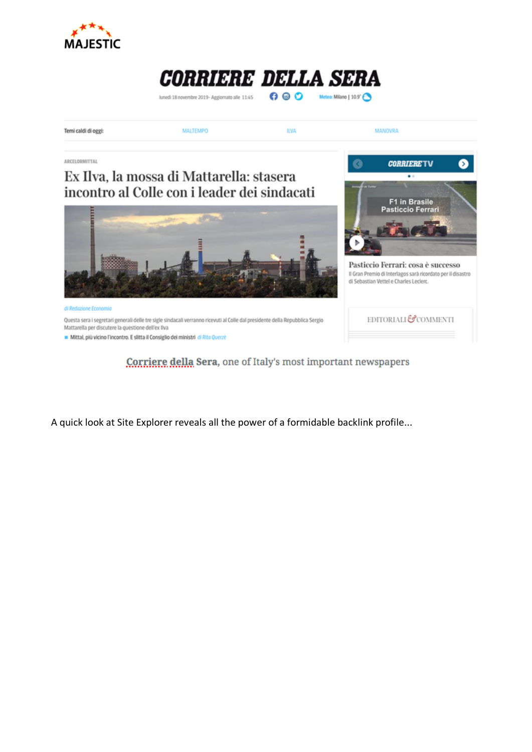Corriere della Sera, one of Italy's most important newspapers

A quick look at Site Explorer reveals all the power of a formidable backlink profile...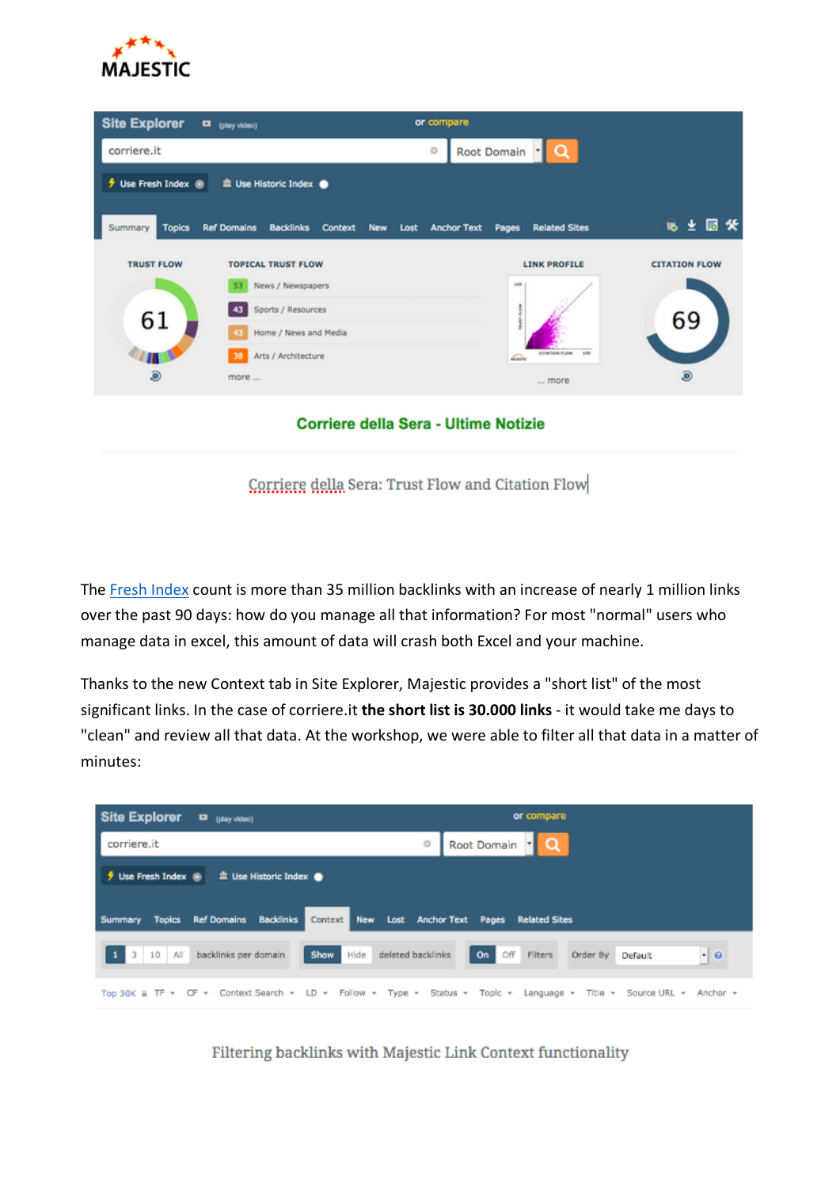Corriere della Sera: Trust Flow and Citation Flow

The [Fresh Index](#) count is more than 35 million backlinks with an increase of nearly 1 million links over the past 90 days: how do you manage all that information? For most "normal" users who manage data in excel, this amount of data will crash both Excel and your machine.

Thanks to the new Context tab in Site Explorer, Majestic provides a "short list" of the most significant links. In the case of corriere.it **the short list is 30.000 links** - it would take me days to "clean" and review all that data. At the workshop, we were able to filter all that data in a matter of minutes:

Filtering backlinks with Majestic Link Context functionality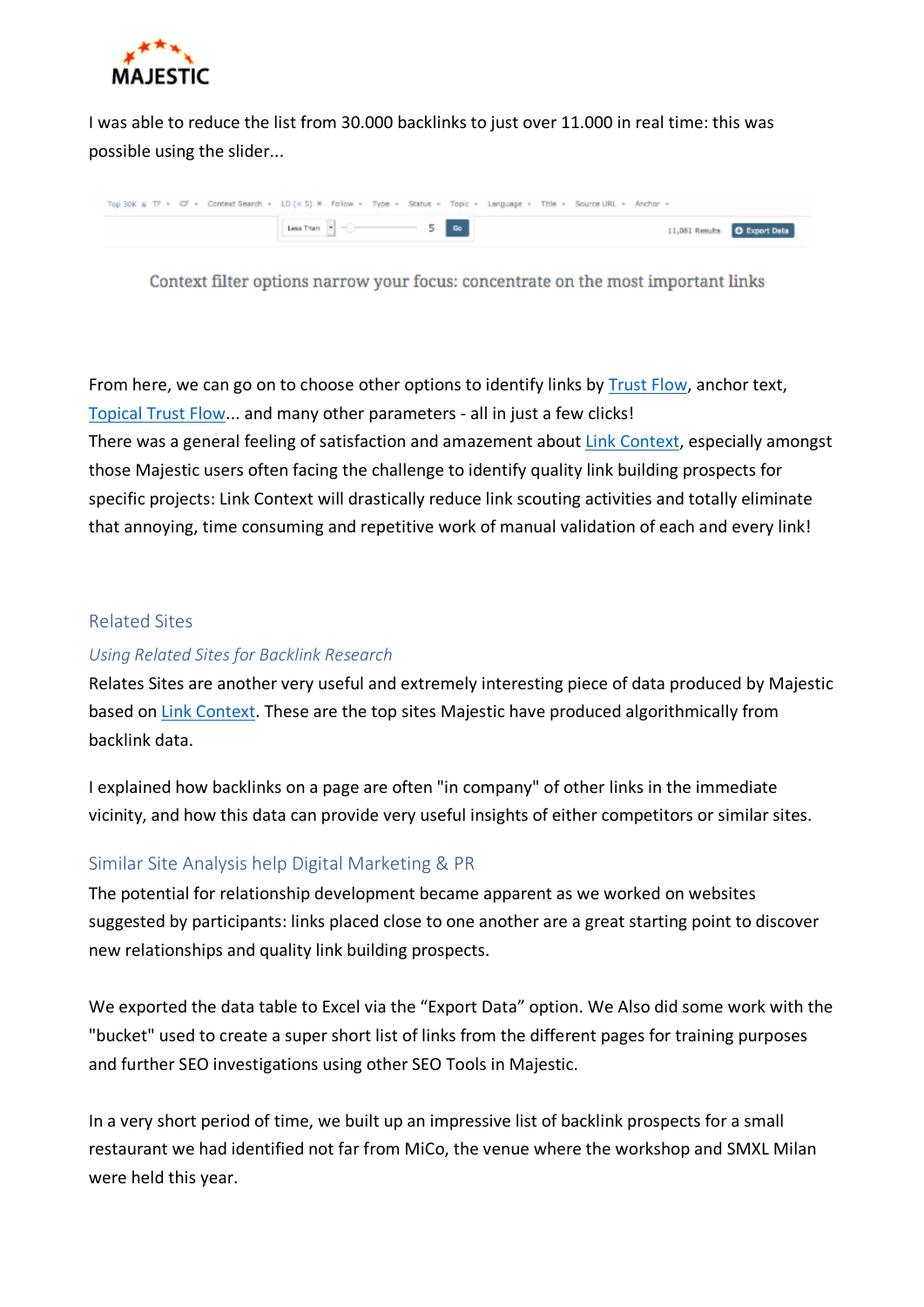I was able to reduce the list from 30.000 backlinks to just over 11.000 in real time: this was possible using the slider...

Context filter options narrow your focus: concentrate on the most important links

From here, we can go on to choose other options to identify links by Trust Flow, anchor text, Topical Trust Flow... and many other parameters - all in just a few clicks!
There was a general feeling of satisfaction and amazement about Link Context, especially amongst those Majestic users often facing the challenge to identify quality link building prospects for specific projects: Link Context will drastically reduce link scouting activities and totally eliminate that annoying, time consuming and repetitive work of manual validation of each and every link!

## Related Sites

### *Using Related Sites for Backlink Research*

Relates Sites are another very useful and extremely interesting piece of data produced by Majestic based on Link Context. These are the top sites Majestic have produced algorithmically from backlink data.

I explained how backlinks on a page are often "in company" of other links in the immediate vicinity, and how this data can provide very useful insights of either competitors or similar sites.

## Similar Site Analysis help Digital Marketing & PR

The potential for relationship development became apparent as we worked on websites suggested by participants: links placed close to one another are a great starting point to discover new relationships and quality link building prospects.

We exported the data table to Excel via the "Export Data" option. We Also did some work with the "bucket" used to create a super short list of links from the different pages for training purposes and further SEO investigations using other SEO Tools in Majestic.

In a very short period of time, we built up an impressive list of backlink prospects for a small restaurant we had identified not far from MiCo, the venue where the workshop and SMXL Milan were held this year.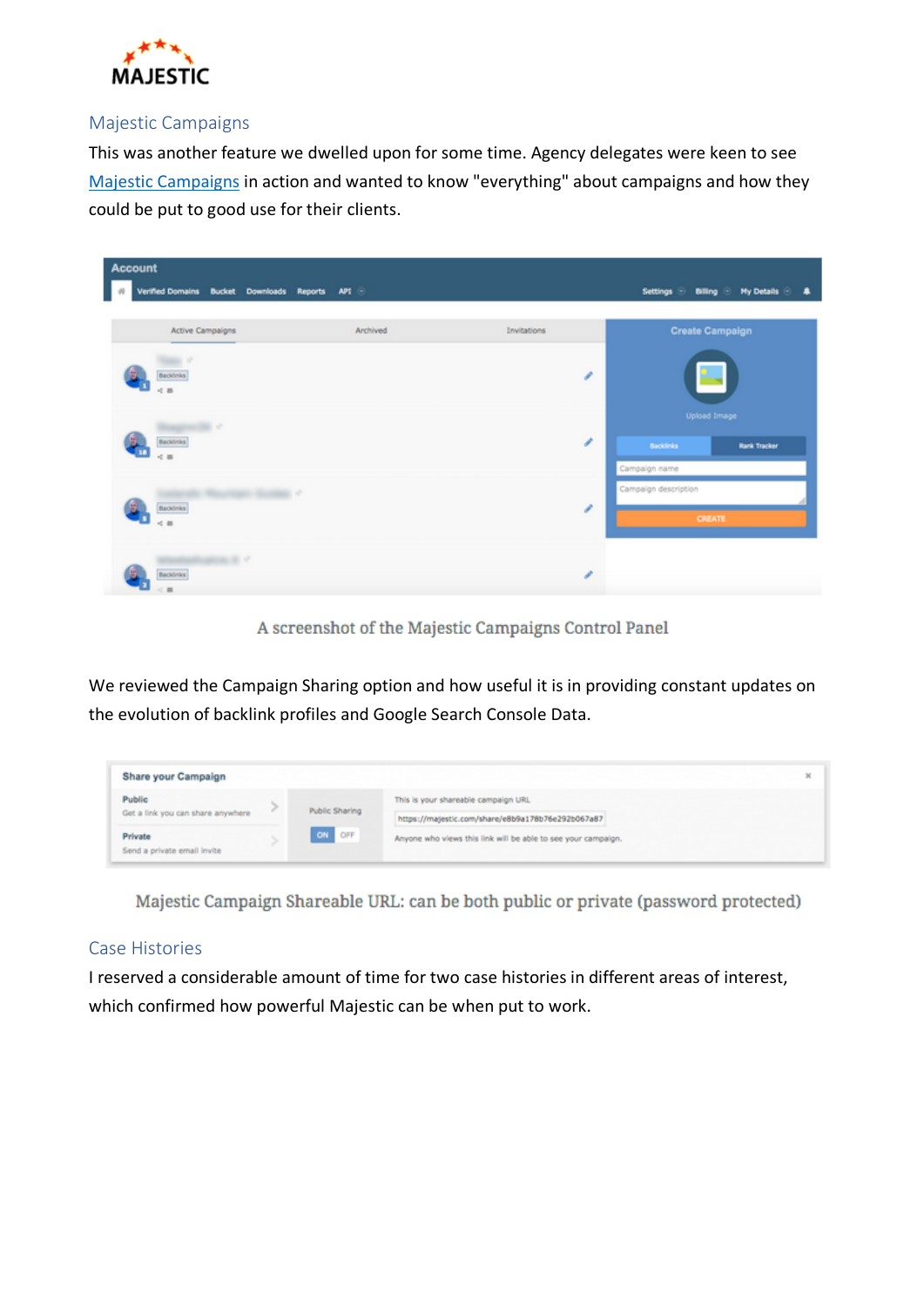## Majestic Campaigns

This was another feature we dwelled upon for some time. Agency delegates were keen to see [Majestic Campaigns](#) in action and wanted to know "everything" about campaigns and how they could be put to good use for their clients.

A screenshot of the Majestic Campaigns Control Panel

We reviewed the Campaign Sharing option and how useful it is in providing constant updates on the evolution of backlink profiles and Google Search Console Data.

Majestic Campaign Shareable URL: can be both public or private (password protected)

## Case Histories

I reserved a considerable amount of time for two case histories in different areas of interest, which confirmed how powerful Majestic can be when put to work.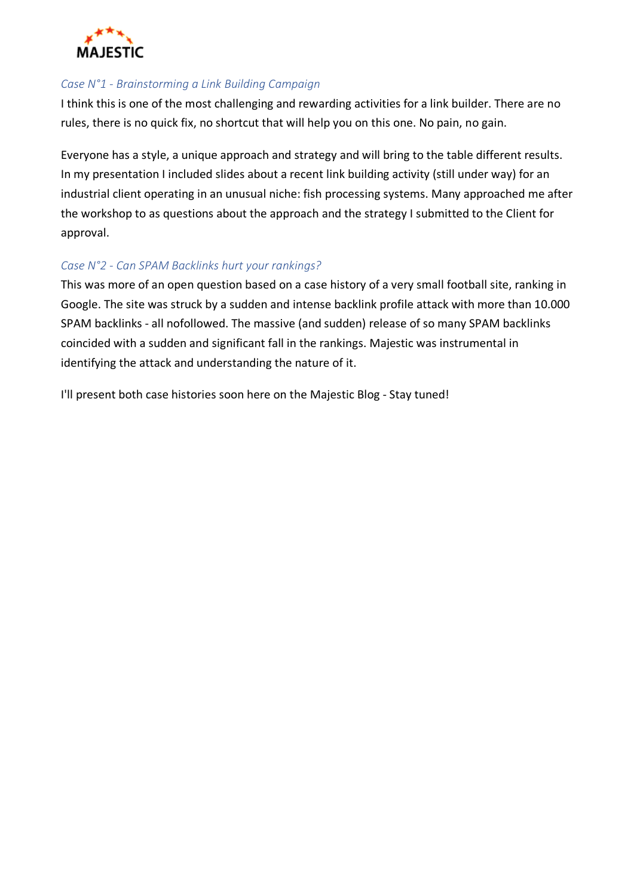### *Case N°1 - Brainstorming a Link Building Campaign*

I think this is one of the most challenging and rewarding activities for a link builder. There are no rules, there is no quick fix, no shortcut that will help you on this one. No pain, no gain.

Everyone has a style, a unique approach and strategy and will bring to the table different results. In my presentation I included slides about a recent link building activity (still under way) for an industrial client operating in an unusual niche: fish processing systems. Many approached me after the workshop to as questions about the approach and the strategy I submitted to the Client for approval.

### *Case N°2 - Can SPAM Backlinks hurt your rankings?*

This was more of an open question based on a case history of a very small football site, ranking in Google. The site was struck by a sudden and intense backlink profile attack with more than 10.000 SPAM backlinks - all nofollowed. The massive (and sudden) release of so many SPAM backlinks coincided with a sudden and significant fall in the rankings. Majestic was instrumental in identifying the attack and understanding the nature of it.

I'll present both case histories soon here on the Majestic Blog - Stay tuned!